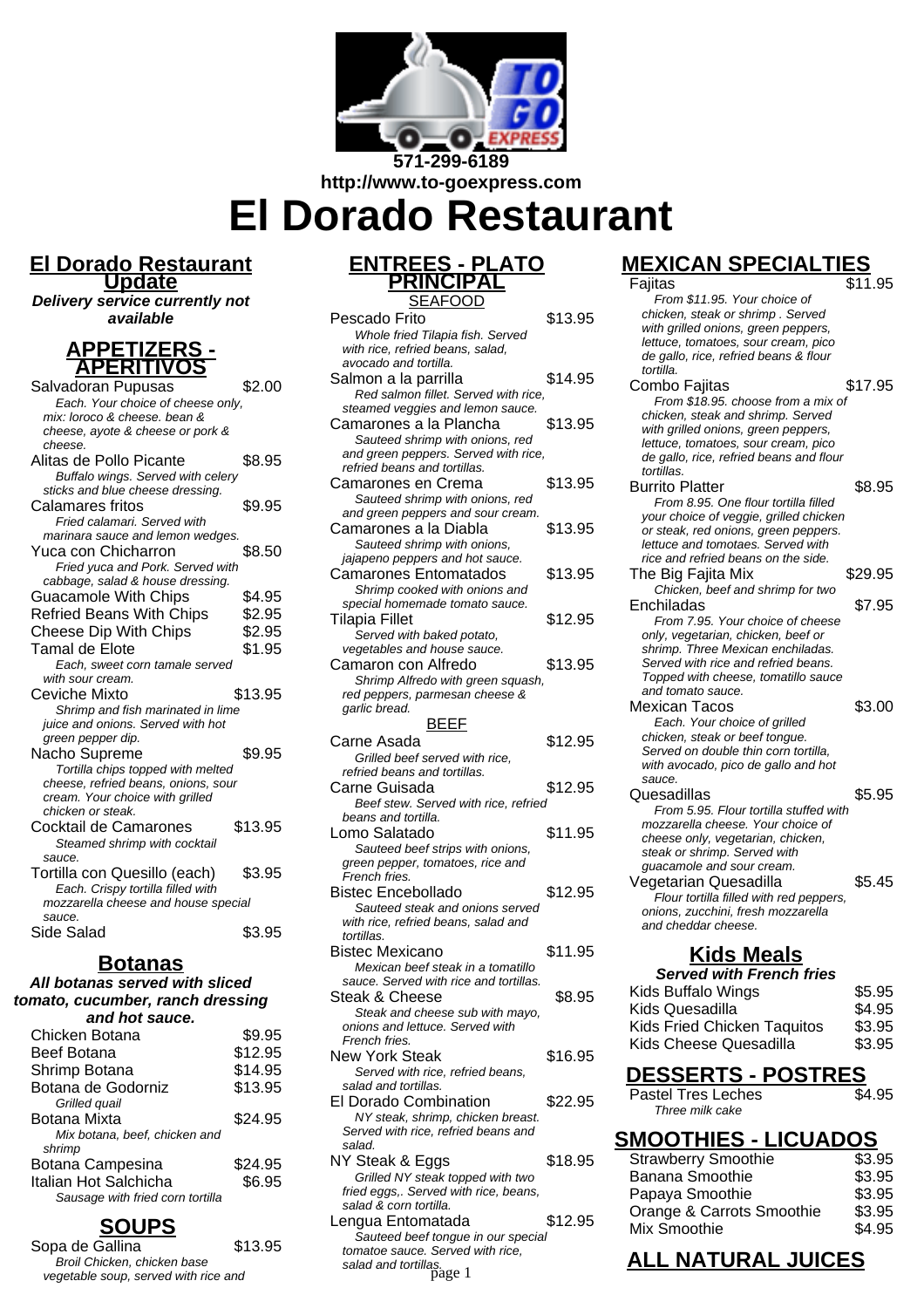571-299-6189
http://www.to-goexpress.com

# El Dorado Restaurant

## El Dorado Restaurant Update

***Delivery service currently not available***

## APPETIZERS - APERITIVOS

| Item | Price |
|---|---|
| Salvadoran Pupusas<br>*Each. Your choice of cheese only, mix: loroco & cheese. bean & cheese, ayote & cheese or pork & cheese.* | $2.00 |
| Alitas de Pollo Picante<br>*Buffalo wings. Served with celery sticks and blue cheese dressing.* | $8.95 |
| Calamares fritos<br>*Fried calamari. Served with marinara sauce and lemon wedges.* | $9.95 |
| Yuca con Chicharron<br>*Fried yuca and Pork. Served with cabbage, salad & house dressing.* | $8.50 |
| Guacamole With Chips | $4.95 |
| Refried Beans With Chips | $2.95 |
| Cheese Dip With Chips | $2.95 |
| Tamal de Elote<br>*Each, sweet corn tamale served with sour cream.* | $1.95 |
| Ceviche Mixto<br>*Shrimp and fish marinated in lime juice and onions. Served with hot green pepper dip.* | $13.95 |
| Nacho Supreme<br>*Tortilla chips topped with melted cheese, refried beans, onions, sour cream. Your choice with grilled chicken or steak.* | $9.95 |
| Cocktail de Camarones<br>*Steamed shrimp with cocktail sauce.* | $13.95 |
| Tortilla con Quesillo (each)<br>*Each. Crispy tortilla filled with mozzarella cheese and house special sauce.* | $3.95 |
| Side Salad | $3.95 |

## Botanas

***All botanas served with sliced tomato, cucumber, ranch dressing and hot sauce.***

| Item | Price |
|---|---|
| Chicken Botana | $9.95 |
| Beef Botana | $12.95 |
| Shrimp Botana | $14.95 |
| Botana de Godorniz<br>*Grilled quail* | $13.95 |
| Botana Mixta<br>*Mix botana, beef, chicken and shrimp* | $24.95 |
| Botana Campesina | $24.95 |
| Italian Hot Salchicha<br>*Sausage with fried corn tortilla* | $6.95 |

## SOUPS

| Item | Price |
|---|---|
| Sopa de Gallina<br>*Broil Chicken, chicken base vegetable soup, served with rice and* | $13.95 |

## ENTREES - PLATO PRINCIPAL

### SEAFOOD

| Item | Price |
|---|---|
| Pescado Frito<br>*Whole fried Tilapia fish. Served with rice, refried beans, salad, avocado and tortilla.* | $13.95 |
| Salmon a la parrilla<br>*Red salmon fillet. Served with rice, steamed veggies and lemon sauce.* | $14.95 |
| Camarones a la Plancha<br>*Sauteed shrimp with onions, red and green peppers. Served with rice, refried beans and tortillas.* | $13.95 |
| Camarones en Crema<br>*Sauteed shrimp with onions, red and green peppers and sour cream.* | $13.95 |
| Camarones a la Diabla<br>*Sauteed shrimp with onions, jajapeno peppers and hot sauce.* | $13.95 |
| Camarones Entomatados<br>*Shrimp cooked with onions and special homemade tomato sauce.* | $13.95 |
| Tilapia Fillet<br>*Served with baked potato, vegetables and house sauce.* | $12.95 |
| Camaron con Alfredo<br>*Shrimp Alfredo with green squash, red peppers, parmesan cheese & garlic bread.* | $13.95 |

### BEEF

| Item | Price |
|---|---|
| Carne Asada<br>*Grilled beef served with rice, refried beans and tortillas.* | $12.95 |
| Carne Guisada<br>*Beef stew. Served with rice, refried beans and tortilla.* | $12.95 |
| Lomo Salatado<br>*Sauteed beef strips with onions, green pepper, tomatoes, rice and French fries.* | $11.95 |
| Bistec Encebollado<br>*Sauteed steak and onions served with rice, refried beans, salad and tortillas.* | $12.95 |
| Bistec Mexicano<br>*Mexican beef steak in a tomatillo sauce. Served with rice and tortillas.* | $11.95 |
| Steak & Cheese<br>*Steak and cheese sub with mayo, onions and lettuce. Served with French fries.* | $8.95 |
| New York Steak<br>*Served with rice, refried beans, salad and tortillas.* | $16.95 |
| El Dorado Combination<br>*NY steak, shrimp, chicken breast. Served with rice, refried beans and salad.* | $22.95 |
| NY Steak & Eggs<br>*Grilled NY steak topped with two fried eggs,. Served with rice, beans, salad & corn tortilla.* | $18.95 |
| Lengua Entomatada<br>*Sauteed beef tongue in our special tomatoe sauce. Served with rice, salad and tortillas.* | $12.95 |

## MEXICAN SPECIALTIES

| Item | Price |
|---|---|
| Fajitas<br>*From $11.95. Your choice of chicken, steak or shrimp . Served with grilled onions, green peppers, lettuce, tomatoes, sour cream, pico de gallo, rice, refried beans & flour tortilla.* | $11.95 |
| Combo Fajitas<br>*From $18.95. choose from a mix of chicken, steak and shrimp. Served with grilled onions, green peppers, lettuce, tomatoes, sour cream, pico de gallo, rice, refried beans and flour tortillas.* | $17.95 |
| Burrito Platter<br>*From 8.95. One flour tortilla filled your choice of veggie, grilled chicken or steak, red onions, green peppers. lettuce and tomatoes. Served with rice and refried beans on the side.* | $8.95 |
| The Big Fajita Mix<br>*Chicken, beef and shrimp for two* | $29.95 |
| Enchiladas<br>*From 7.95. Your choice of cheese only, vegetarian, chicken, beef or shrimp. Three Mexican enchiladas. Served with rice and refried beans. Topped with cheese, tomatillo sauce and tomato sauce.* | $7.95 |
| Mexican Tacos<br>*Each. Your choice of grilled chicken, steak or beef tongue. Served on double thin corn tortilla, with avocado, pico de gallo and hot sauce.* | $3.00 |
| Quesadillas<br>*From 5.95. Flour tortilla stuffed with mozzarella cheese. Your choice of cheese only, vegetarian, chicken, steak or shrimp. Served with guacamole and sour cream.* | $5.95 |
| Vegetarian Quesadilla<br>*Flour tortilla filled with red peppers, onions, zucchini, fresh mozzarella and cheddar cheese.* | $5.45 |

## Kids Meals

***Served with French fries***

| Item | Price |
|---|---|
| Kids Buffalo Wings | $5.95 |
| Kids Quesadilla | $4.95 |
| Kids Fried Chicken Taquitos | $3.95 |
| Kids Cheese Quesadilla | $3.95 |

## DESSERTS - POSTRES

| Item | Price |
|---|---|
| Pastel Tres Leches<br>*Three milk cake* | $4.95 |

## SMOOTHIES - LICUADOS

| Item | Price |
|---|---|
| Strawberry Smoothie | $3.95 |
| Banana Smoothie | $3.95 |
| Papaya Smoothie | $3.95 |
| Orange & Carrots Smoothie | $3.95 |
| Mix Smoothie | $4.95 |

## ALL NATURAL JUICES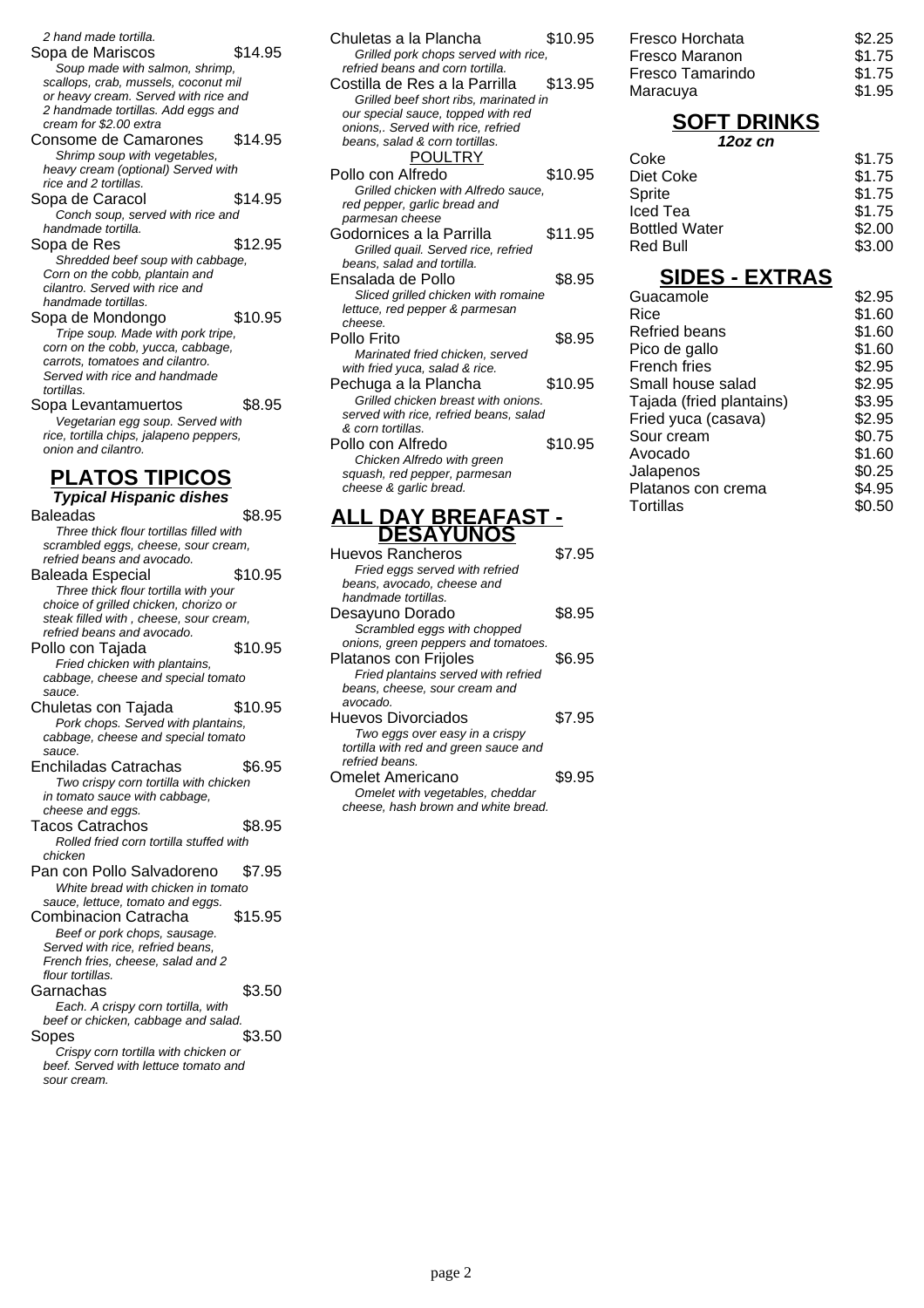2 hand made tortilla.

Sopa de Mariscos $14.95
*Soup made with salmon, shrimp, scallops, crab, mussels, coconut mil or heavy cream. Served with rice and 2 handmade tortillas. Add eggs and cream for $2.00 extra*

Consome de Camarones $14.95
*Shrimp soup with vegetables, heavy cream (optional) Served with rice and 2 tortillas.*

Sopa de Caracol $14.95
*Conch soup, served with rice and handmade tortilla.*

Sopa de Res $12.95
*Shredded beef soup with cabbage, Corn on the cobb, plantain and cilantro. Served with rice and handmade tortillas.*

Sopa de Mondongo $10.95
*Tripe soup. Made with pork tripe, corn on the cobb, yucca, cabbage, carrots, tomatoes and cilantro. Served with rice and handmade tortillas.*

Sopa Levantamuertos $8.95
*Vegetarian egg soup. Served with rice, tortilla chips, jalapeno peppers, onion and cilantro.*

## PLATOS TIPICOS

***Typical Hispanic dishes***

Baleadas $8.95
*Three thick flour tortillas filled with scrambled eggs, cheese, sour cream, refried beans and avocado.*

Baleada Especial $10.95
*Three thick flour tortilla with your choice of grilled chicken, chorizo or steak filled with , cheese, sour cream, refried beans and avocado.*

Pollo con Tajada $10.95
*Fried chicken with plantains, cabbage, cheese and special tomato sauce.*

Chuletas con Tajada $10.95
*Pork chops. Served with plantains, cabbage, cheese and special tomato sauce.*

Enchiladas Catrachas $6.95
*Two crispy corn tortilla with chicken in tomato sauce with cabbage, cheese and eggs.*

Tacos Catrachos $8.95
*Rolled fried corn tortilla stuffed with chicken*

Pan con Pollo Salvadoreno $7.95
*White bread with chicken in tomato sauce, lettuce, tomato and eggs.*

Combinacion Catracha $15.95
*Beef or pork chops, sausage. Served with rice, refried beans, French fries, cheese, salad and 2 flour tortillas.*

Garnachas $3.50
*Each. A crispy corn tortilla, with beef or chicken, cabbage and salad.*

Sopes $3.50
*Crispy corn tortilla with chicken or beef. Served with lettuce tomato and sour cream.*

Chuletas a la Plancha $10.95
*Grilled pork chops served with rice, refried beans and corn tortilla.*

Costilla de Res a la Parrilla $13.95
*Grilled beef short ribs, marinated in our special sauce, topped with red onions,. Served with rice, refried beans, salad & corn tortillas.*

### POULTRY

Pollo con Alfredo $10.95
*Grilled chicken with Alfredo sauce, red pepper, garlic bread and parmesan cheese*

Godornices a la Parrilla $11.95
*Grilled quail. Served rice, refried beans, salad and tortilla.*

Ensalada de Pollo $8.95
*Sliced grilled chicken with romaine lettuce, red pepper & parmesan cheese.*

Pollo Frito $8.95
*Marinated fried chicken, served with fried yuca, salad & rice.*

Pechuga a la Plancha $10.95
*Grilled chicken breast with onions. served with rice, refried beans, salad & corn tortillas.*

Pollo con Alfredo $10.95
*Chicken Alfredo with green squash, red pepper, parmesan cheese & garlic bread.*

## ALL DAY BREAFAST - DESAYUNOS

Huevos Rancheros $7.95
*Fried eggs served with refried beans, avocado, cheese and handmade tortillas.*

Desayuno Dorado $8.95
*Scrambled eggs with chopped onions, green peppers and tomatoes.*

Platanos con Frijoles $6.95
*Fried plantains served with refried beans, cheese, sour cream and avocado.*

Huevos Divorciados $7.95
*Two eggs over easy in a crispy tortilla with red and green sauce and refried beans.*

Omelet Americano $9.95
*Omelet with vegetables, cheddar cheese, hash brown and white bread.*

| | |
|---|---|
| Fresco Horchata | $2.25 |
| Fresco Maranon | $1.75 |
| Fresco Tamarindo | $1.75 |
| Maracuya | $1.95 |

## SOFT DRINKS

***12oz cn***

| | |
|---|---|
| Coke | $1.75 |
| Diet Coke | $1.75 |
| Sprite | $1.75 |
| Iced Tea | $1.75 |
| Bottled Water | $2.00 |
| Red Bull | $3.00 |

## SIDES - EXTRAS

| | |
|---|---|
| Guacamole | $2.95 |
| Rice | $1.60 |
| Refried beans | $1.60 |
| Pico de gallo | $1.60 |
| French fries | $2.95 |
| Small house salad | $2.95 |
| Tajada (fried plantains) | $3.95 |
| Fried yuca (casava) | $2.95 |
| Sour cream | $0.75 |
| Avocado | $1.60 |
| Jalapenos | $0.25 |
| Platanos con crema | $4.95 |
| Tortillas | $0.50 |